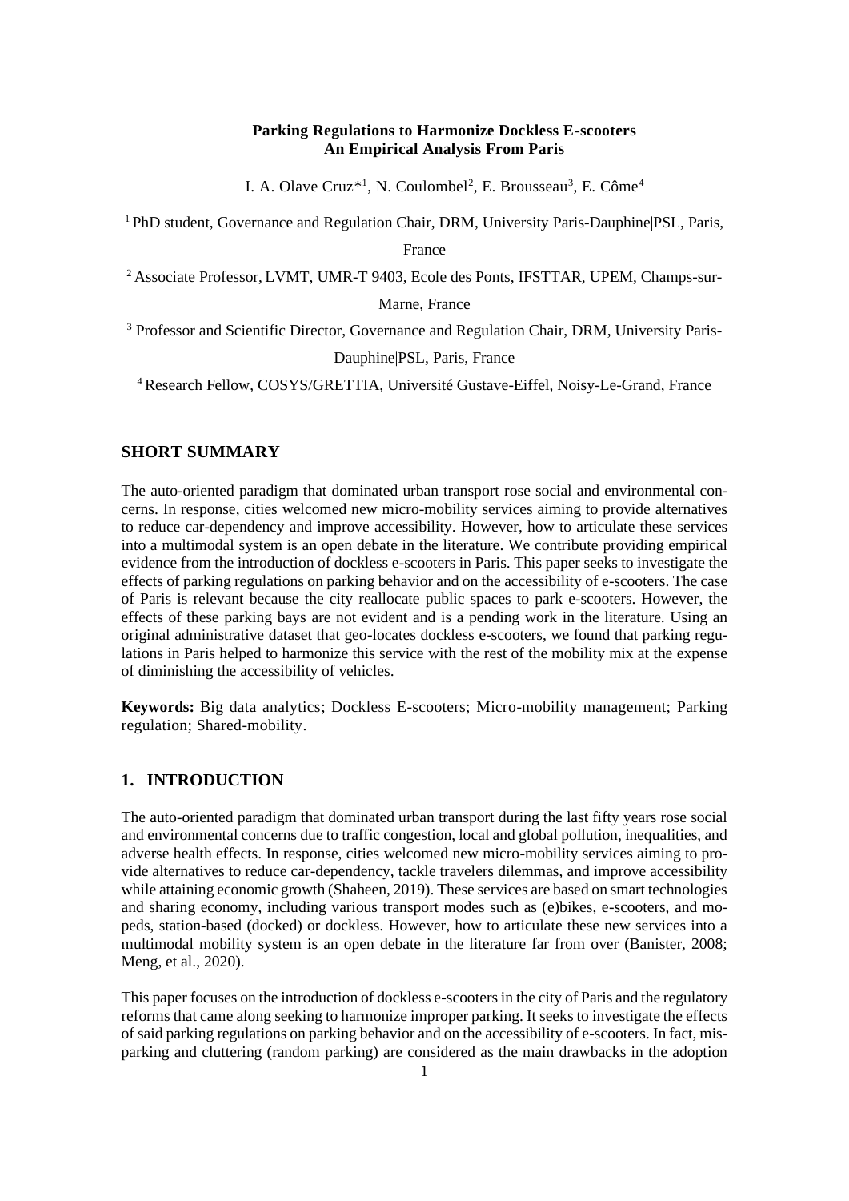**Parking Regulations to Harmonize Dockless E-scooters**
**An Empirical Analysis From Paris**

I. A. Olave Cruz*[1], N. Coulombel[2], E. Brousseau[3], E. Côme[4]

[1] PhD student, Governance and Regulation Chair, DRM, University Paris-Dauphine|PSL, Paris, France

[2] Associate Professor, LVMT, UMR-T 9403, Ecole des Ponts, IFSTTAR, UPEM, Champs-sur-Marne, France

[3] Professor and Scientific Director, Governance and Regulation Chair, DRM, University Paris-Dauphine|PSL, Paris, France

[4] Research Fellow, COSYS/GRETTIA, Université Gustave-Eiffel, Noisy-Le-Grand, France

## SHORT SUMMARY

The auto-oriented paradigm that dominated urban transport rose social and environmental concerns. In response, cities welcomed new micro-mobility services aiming to provide alternatives to reduce car-dependency and improve accessibility. However, how to articulate these services into a multimodal system is an open debate in the literature. We contribute providing empirical evidence from the introduction of dockless e-scooters in Paris. This paper seeks to investigate the effects of parking regulations on parking behavior and on the accessibility of e-scooters. The case of Paris is relevant because the city reallocate public spaces to park e-scooters. However, the effects of these parking bays are not evident and is a pending work in the literature. Using an original administrative dataset that geo-locates dockless e-scooters, we found that parking regulations in Paris helped to harmonize this service with the rest of the mobility mix at the expense of diminishing the accessibility of vehicles.

**Keywords:** Big data analytics; Dockless E-scooters; Micro-mobility management; Parking regulation; Shared-mobility.

## 1. INTRODUCTION

The auto-oriented paradigm that dominated urban transport during the last fifty years rose social and environmental concerns due to traffic congestion, local and global pollution, inequalities, and adverse health effects. In response, cities welcomed new micro-mobility services aiming to provide alternatives to reduce car-dependency, tackle travelers dilemmas, and improve accessibility while attaining economic growth (Shaheen, 2019). These services are based on smart technologies and sharing economy, including various transport modes such as (e)bikes, e-scooters, and mopeds, station-based (docked) or dockless. However, how to articulate these new services into a multimodal mobility system is an open debate in the literature far from over (Banister, 2008; Meng, et al., 2020).

This paper focuses on the introduction of dockless e-scooters in the city of Paris and the regulatory reforms that came along seeking to harmonize improper parking. It seeks to investigate the effects of said parking regulations on parking behavior and on the accessibility of e-scooters. In fact, mis-parking and cluttering (random parking) are considered as the main drawbacks in the adoption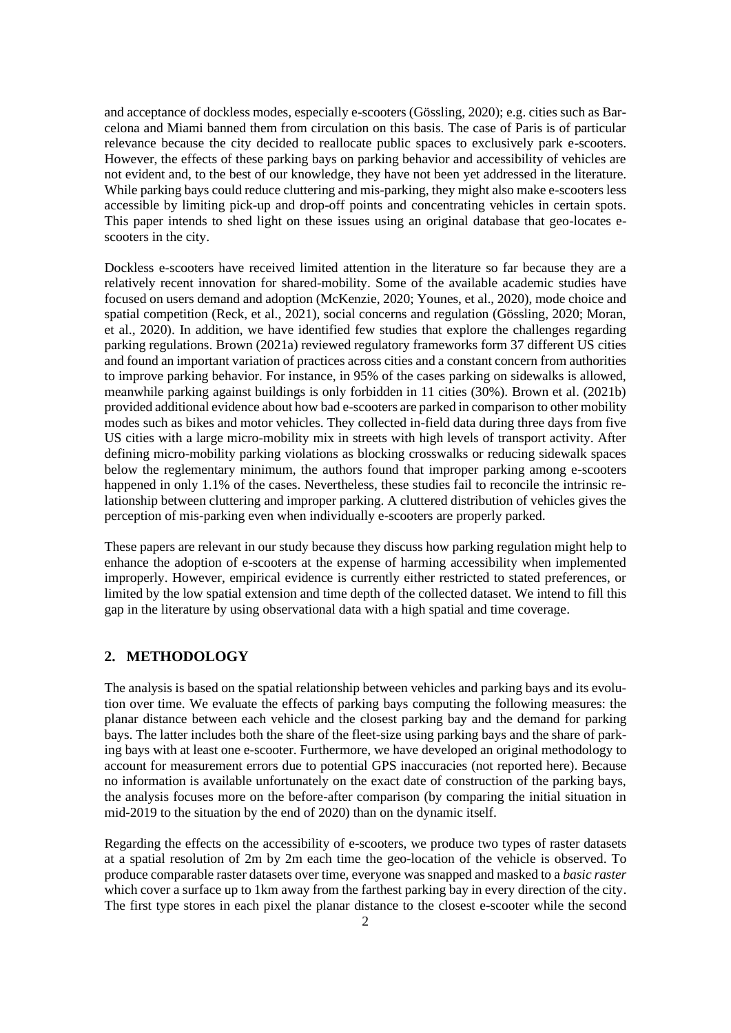and acceptance of dockless modes, especially e-scooters (Gössling, 2020); e.g. cities such as Barcelona and Miami banned them from circulation on this basis. The case of Paris is of particular relevance because the city decided to reallocate public spaces to exclusively park e-scooters. However, the effects of these parking bays on parking behavior and accessibility of vehicles are not evident and, to the best of our knowledge, they have not been yet addressed in the literature. While parking bays could reduce cluttering and mis-parking, they might also make e-scooters less accessible by limiting pick-up and drop-off points and concentrating vehicles in certain spots. This paper intends to shed light on these issues using an original database that geo-locates e-scooters in the city.

Dockless e-scooters have received limited attention in the literature so far because they are a relatively recent innovation for shared-mobility. Some of the available academic studies have focused on users demand and adoption (McKenzie, 2020; Younes, et al., 2020), mode choice and spatial competition (Reck, et al., 2021), social concerns and regulation (Gössling, 2020; Moran, et al., 2020). In addition, we have identified few studies that explore the challenges regarding parking regulations. Brown (2021a) reviewed regulatory frameworks form 37 different US cities and found an important variation of practices across cities and a constant concern from authorities to improve parking behavior. For instance, in 95% of the cases parking on sidewalks is allowed, meanwhile parking against buildings is only forbidden in 11 cities (30%). Brown et al. (2021b) provided additional evidence about how bad e-scooters are parked in comparison to other mobility modes such as bikes and motor vehicles. They collected in-field data during three days from five US cities with a large micro-mobility mix in streets with high levels of transport activity. After defining micro-mobility parking violations as blocking crosswalks or reducing sidewalk spaces below the reglementary minimum, the authors found that improper parking among e-scooters happened in only 1.1% of the cases. Nevertheless, these studies fail to reconcile the intrinsic relationship between cluttering and improper parking. A cluttered distribution of vehicles gives the perception of mis-parking even when individually e-scooters are properly parked.

These papers are relevant in our study because they discuss how parking regulation might help to enhance the adoption of e-scooters at the expense of harming accessibility when implemented improperly. However, empirical evidence is currently either restricted to stated preferences, or limited by the low spatial extension and time depth of the collected dataset. We intend to fill this gap in the literature by using observational data with a high spatial and time coverage.

## 2. METHODOLOGY

The analysis is based on the spatial relationship between vehicles and parking bays and its evolution over time. We evaluate the effects of parking bays computing the following measures: the planar distance between each vehicle and the closest parking bay and the demand for parking bays. The latter includes both the share of the fleet-size using parking bays and the share of parking bays with at least one e-scooter. Furthermore, we have developed an original methodology to account for measurement errors due to potential GPS inaccuracies (not reported here). Because no information is available unfortunately on the exact date of construction of the parking bays, the analysis focuses more on the before-after comparison (by comparing the initial situation in mid-2019 to the situation by the end of 2020) than on the dynamic itself.

Regarding the effects on the accessibility of e-scooters, we produce two types of raster datasets at a spatial resolution of 2m by 2m each time the geo-location of the vehicle is observed. To produce comparable raster datasets over time, everyone was snapped and masked to a *basic raster* which cover a surface up to 1km away from the farthest parking bay in every direction of the city. The first type stores in each pixel the planar distance to the closest e-scooter while the second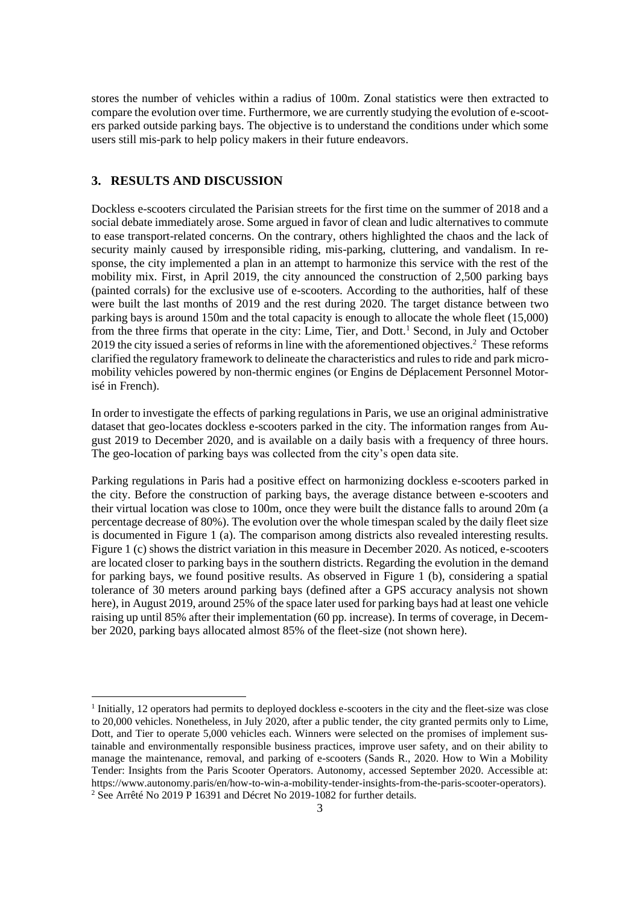stores the number of vehicles within a radius of 100m. Zonal statistics were then extracted to compare the evolution over time. Furthermore, we are currently studying the evolution of e-scooters parked outside parking bays. The objective is to understand the conditions under which some users still mis-park to help policy makers in their future endeavors.

## 3. RESULTS AND DISCUSSION

Dockless e-scooters circulated the Parisian streets for the first time on the summer of 2018 and a social debate immediately arose. Some argued in favor of clean and ludic alternatives to commute to ease transport-related concerns. On the contrary, others highlighted the chaos and the lack of security mainly caused by irresponsible riding, mis-parking, cluttering, and vandalism. In response, the city implemented a plan in an attempt to harmonize this service with the rest of the mobility mix. First, in April 2019, the city announced the construction of 2,500 parking bays (painted corrals) for the exclusive use of e-scooters. According to the authorities, half of these were built the last months of 2019 and the rest during 2020. The target distance between two parking bays is around 150m and the total capacity is enough to allocate the whole fleet (15,000) from the three firms that operate in the city: Lime, Tier, and Dott.[1] Second, in July and October 2019 the city issued a series of reforms in line with the aforementioned objectives.[2] These reforms clarified the regulatory framework to delineate the characteristics and rules to ride and park micro-mobility vehicles powered by non-thermic engines (or Engins de Déplacement Personnel Motorisé in French).

In order to investigate the effects of parking regulations in Paris, we use an original administrative dataset that geo-locates dockless e-scooters parked in the city. The information ranges from August 2019 to December 2020, and is available on a daily basis with a frequency of three hours. The geo-location of parking bays was collected from the city's open data site.

Parking regulations in Paris had a positive effect on harmonizing dockless e-scooters parked in the city. Before the construction of parking bays, the average distance between e-scooters and their virtual location was close to 100m, once they were built the distance falls to around 20m (a percentage decrease of 80%). The evolution over the whole timespan scaled by the daily fleet size is documented in Figure 1 (a). The comparison among districts also revealed interesting results. Figure 1 (c) shows the district variation in this measure in December 2020. As noticed, e-scooters are located closer to parking bays in the southern districts. Regarding the evolution in the demand for parking bays, we found positive results. As observed in Figure 1 (b), considering a spatial tolerance of 30 meters around parking bays (defined after a GPS accuracy analysis not shown here), in August 2019, around 25% of the space later used for parking bays had at least one vehicle raising up until 85% after their implementation (60 pp. increase). In terms of coverage, in December 2020, parking bays allocated almost 85% of the fleet-size (not shown here).

[1] Initially, 12 operators had permits to deployed dockless e-scooters in the city and the fleet-size was close to 20,000 vehicles. Nonetheless, in July 2020, after a public tender, the city granted permits only to Lime, Dott, and Tier to operate 5,000 vehicles each. Winners were selected on the promises of implement sustainable and environmentally responsible business practices, improve user safety, and on their ability to manage the maintenance, removal, and parking of e-scooters (Sands R., 2020. How to Win a Mobility Tender: Insights from the Paris Scooter Operators. Autonomy, accessed September 2020. Accessible at: https://www.autonomy.paris/en/how-to-win-a-mobility-tender-insights-from-the-paris-scooter-operators).

[2] See Arrêté No 2019 P 16391 and Décret No 2019-1082 for further details.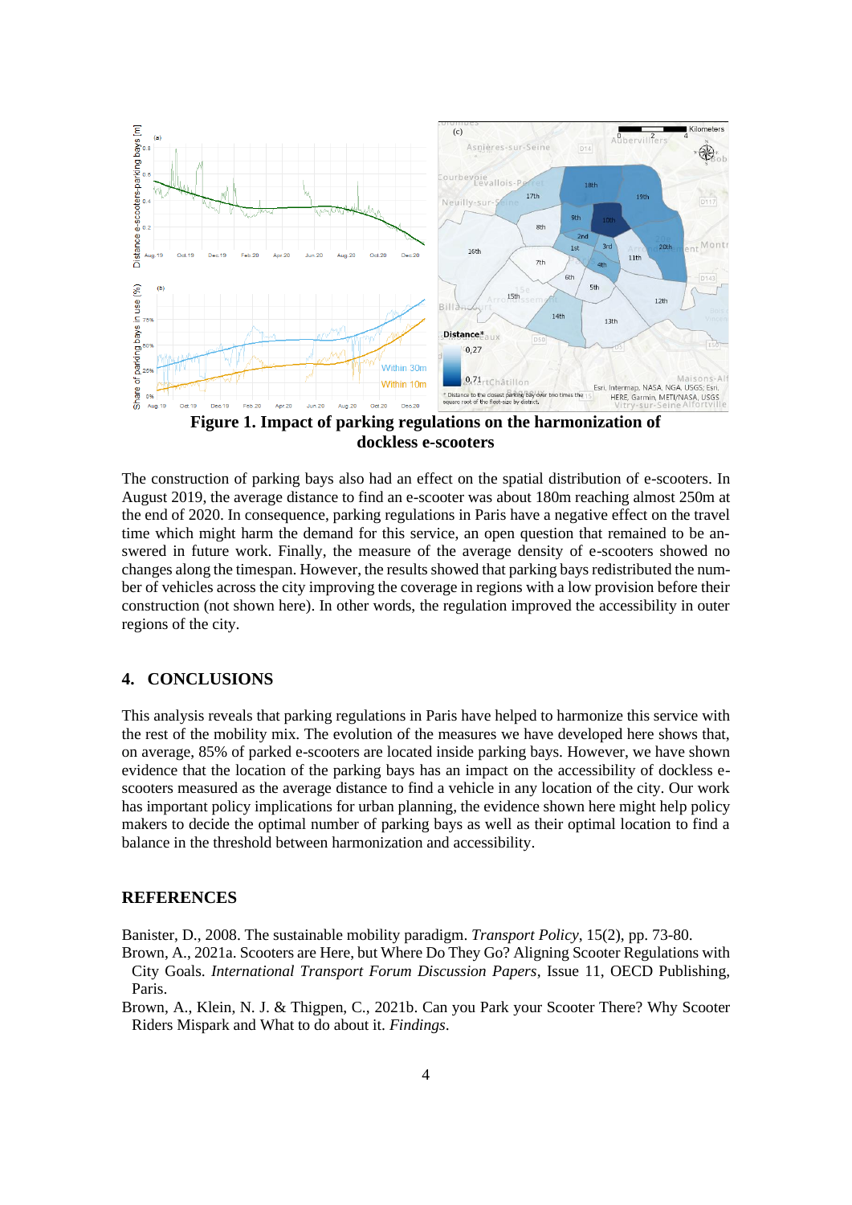(a)

Distance e-scooters-parking bays [m]

0.8

0.6

0.4

0.2

Aug 19 Oct 19 Dec 19 Feb 20 Apr 20 Jun 20 Aug 20 Oct 20 Dec 20

(b)

Share of parking bays in use (%)

75%

50%

25%

0%

Within 30m

Within 10m

Aug 19 Oct 19 Dec 19 Feb 20 Apr 20 Jun 20 Aug 20 Oct 20 Dec 20

(c)

Kilometers

0 2 4

Distance*

0,27

0,71

* Distance to the closest parking bay over two times the square root of the fleet-size by district.

Esri, Intermap, NASA, NGA, USGS; Esri, HERE, Garmin, METI/NASA, USGS

**Figure 1. Impact of parking regulations on the harmonization of dockless e-scooters**

The construction of parking bays also had an effect on the spatial distribution of e-scooters. In August 2019, the average distance to find an e-scooter was about 180m reaching almost 250m at the end of 2020. In consequence, parking regulations in Paris have a negative effect on the travel time which might harm the demand for this service, an open question that remained to be answered in future work. Finally, the measure of the average density of e-scooters showed no changes along the timespan. However, the results showed that parking bays redistributed the number of vehicles across the city improving the coverage in regions with a low provision before their construction (not shown here). In other words, the regulation improved the accessibility in outer regions of the city.

## 4. CONCLUSIONS

This analysis reveals that parking regulations in Paris have helped to harmonize this service with the rest of the mobility mix. The evolution of the measures we have developed here shows that, on average, 85% of parked e-scooters are located inside parking bays. However, we have shown evidence that the location of the parking bays has an impact on the accessibility of dockless e-scooters measured as the average distance to find a vehicle in any location of the city. Our work has important policy implications for urban planning, the evidence shown here might help policy makers to decide the optimal number of parking bays as well as their optimal location to find a balance in the threshold between harmonization and accessibility.

## REFERENCES

Banister, D., 2008. The sustainable mobility paradigm. *Transport Policy*, 15(2), pp. 73-80.

Brown, A., 2021a. Scooters are Here, but Where Do They Go? Aligning Scooter Regulations with City Goals. *International Transport Forum Discussion Papers*, Issue 11, OECD Publishing, Paris.

Brown, A., Klein, N. J. & Thigpen, C., 2021b. Can you Park your Scooter There? Why Scooter Riders Mispark and What to do about it. *Findings*.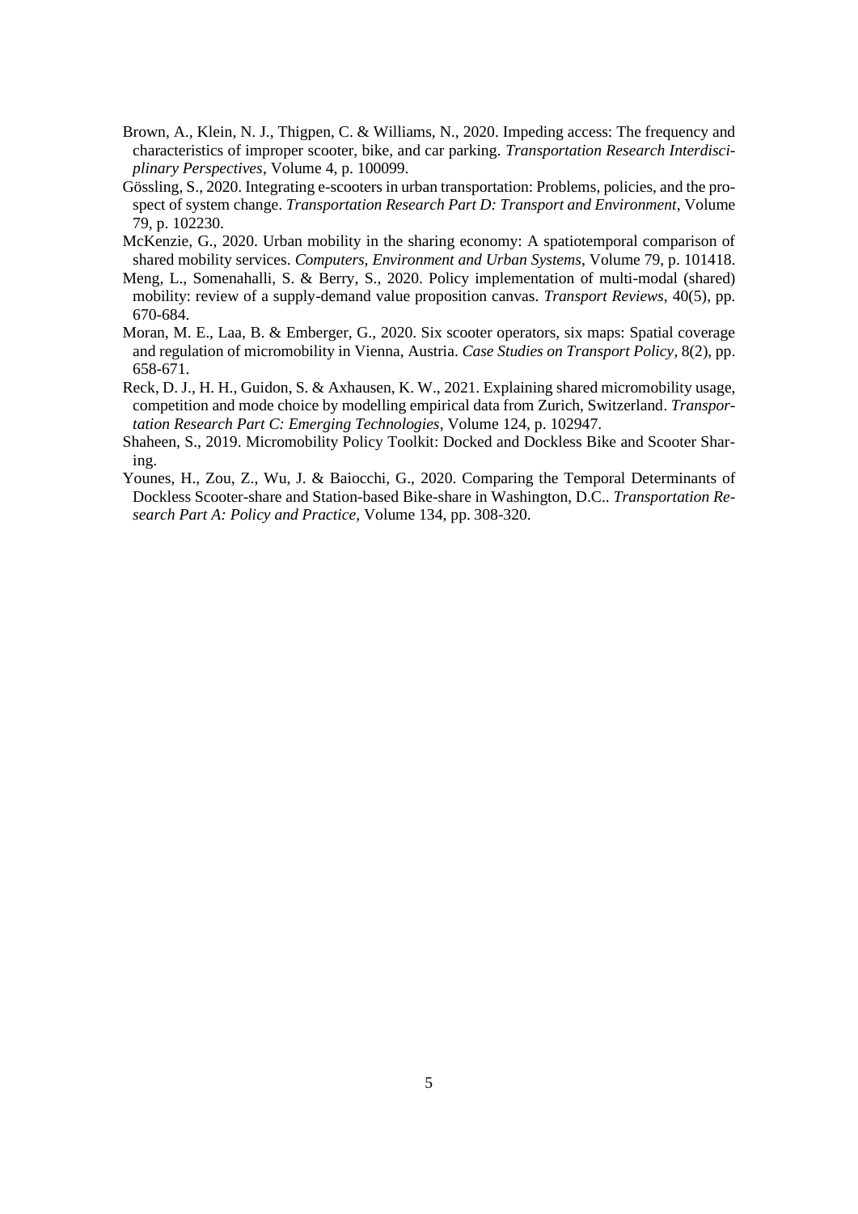Brown, A., Klein, N. J., Thigpen, C. & Williams, N., 2020. Impeding access: The frequency and characteristics of improper scooter, bike, and car parking. *Transportation Research Interdisciplinary Perspectives*, Volume 4, p. 100099.

Gössling, S., 2020. Integrating e-scooters in urban transportation: Problems, policies, and the prospect of system change. *Transportation Research Part D: Transport and Environment*, Volume 79, p. 102230.

McKenzie, G., 2020. Urban mobility in the sharing economy: A spatiotemporal comparison of shared mobility services. *Computers, Environment and Urban Systems*, Volume 79, p. 101418.

Meng, L., Somenahalli, S. & Berry, S., 2020. Policy implementation of multi-modal (shared) mobility: review of a supply-demand value proposition canvas. *Transport Reviews*, 40(5), pp. 670-684.

Moran, M. E., Laa, B. & Emberger, G., 2020. Six scooter operators, six maps: Spatial coverage and regulation of micromobility in Vienna, Austria. *Case Studies on Transport Policy*, 8(2), pp. 658-671.

Reck, D. J., H. H., Guidon, S. & Axhausen, K. W., 2021. Explaining shared micromobility usage, competition and mode choice by modelling empirical data from Zurich, Switzerland. *Transportation Research Part C: Emerging Technologies*, Volume 124, p. 102947.

Shaheen, S., 2019. Micromobility Policy Toolkit: Docked and Dockless Bike and Scooter Sharing.

Younes, H., Zou, Z., Wu, J. & Baiocchi, G., 2020. Comparing the Temporal Determinants of Dockless Scooter-share and Station-based Bike-share in Washington, D.C.. *Transportation Research Part A: Policy and Practice*, Volume 134, pp. 308-320.